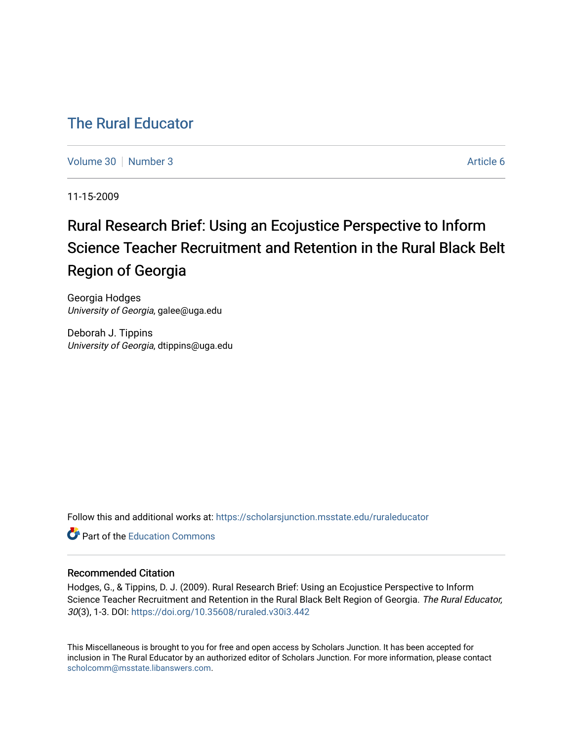# The Rural Educator

Volume 30 | Number 3 | Article 6

11-15-2009

## Rural Research Brief: Using an Ecojustice Perspective to Inform Science Teacher Recruitment and Retention in the Rural Black Belt Region of Georgia

Georgia Hodges
*University of Georgia*, galee@uga.edu

Deborah J. Tippins
*University of Georgia*, dtippins@uga.edu

Follow this and additional works at: https://scholarsjunction.msstate.edu/ruraleducator

Part of the Education Commons

### Recommended Citation

Hodges, G., & Tippins, D. J. (2009). Rural Research Brief: Using an Ecojustice Perspective to Inform Science Teacher Recruitment and Retention in the Rural Black Belt Region of Georgia. *The Rural Educator, 30*(3), 1-3. DOI: https://doi.org/10.35608/ruraled.v30i3.442

This Miscellaneous is brought to you for free and open access by Scholars Junction. It has been accepted for inclusion in The Rural Educator by an authorized editor of Scholars Junction. For more information, please contact scholcomm@msstate.libanswers.com.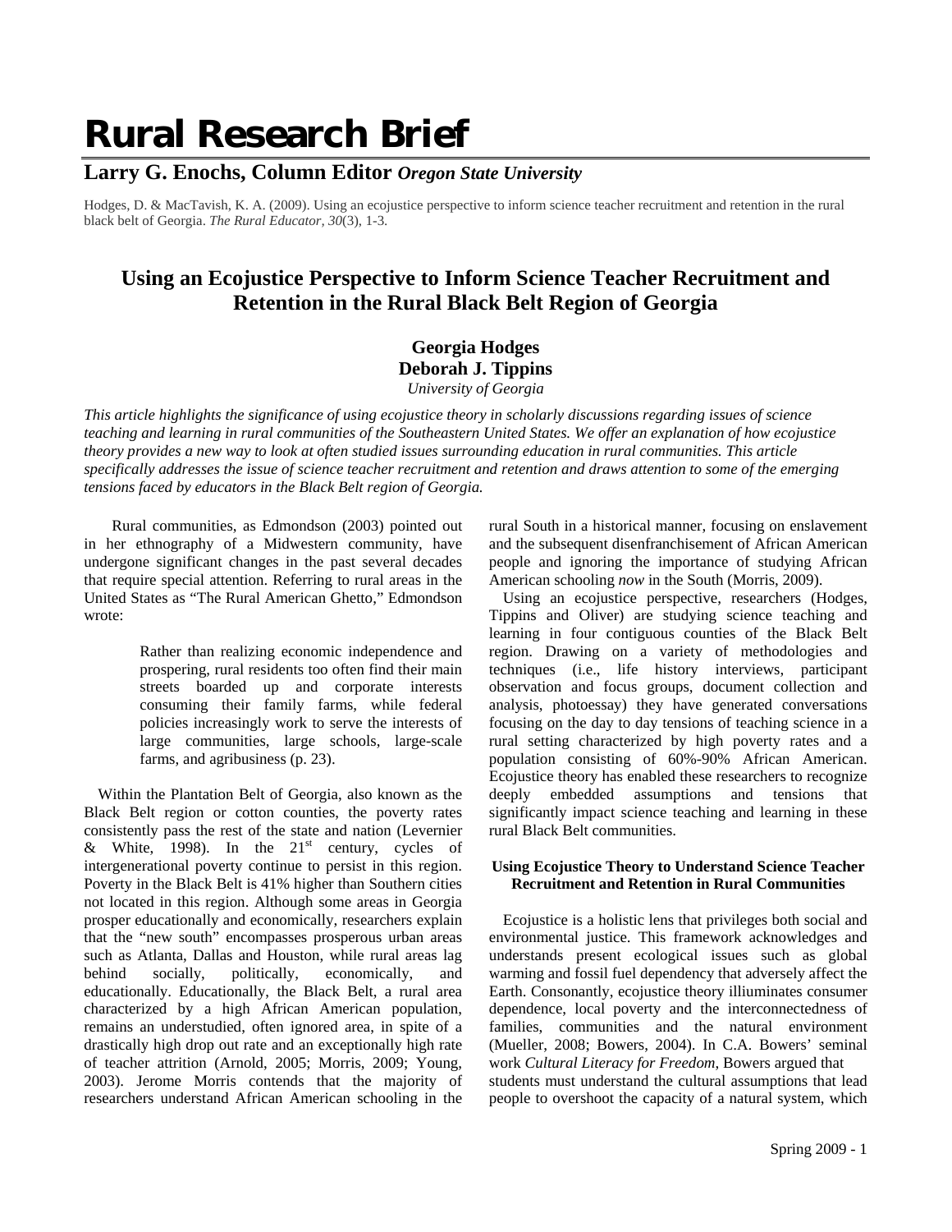# Rural Research Brief

## Larry G. Enochs, Column Editor *Oregon State University*

Hodges, D. & MacTavish, K. A. (2009). Using an ecojustice perspective to inform science teacher recruitment and retention in the rural black belt of Georgia. *The Rural Educator, 30*(3), 1-3.

## Using an Ecojustice Perspective to Inform Science Teacher Recruitment and Retention in the Rural Black Belt Region of Georgia

**Georgia Hodges**
**Deborah J. Tippins**
*University of Georgia*

*This article highlights the significance of using ecojustice theory in scholarly discussions regarding issues of science teaching and learning in rural communities of the Southeastern United States. We offer an explanation of how ecojustice theory provides a new way to look at often studied issues surrounding education in rural communities. This article specifically addresses the issue of science teacher recruitment and retention and draws attention to some of the emerging tensions faced by educators in the Black Belt region of Georgia.*

Rural communities, as Edmondson (2003) pointed out in her ethnography of a Midwestern community, have undergone significant changes in the past several decades that require special attention. Referring to rural areas in the United States as "The Rural American Ghetto," Edmondson wrote:

> Rather than realizing economic independence and prospering, rural residents too often find their main streets boarded up and corporate interests consuming their family farms, while federal policies increasingly work to serve the interests of large communities, large schools, large-scale farms, and agribusiness (p. 23).

Within the Plantation Belt of Georgia, also known as the Black Belt region or cotton counties, the poverty rates consistently pass the rest of the state and nation (Levernier & White, 1998). In the 21st century, cycles of intergenerational poverty continue to persist in this region. Poverty in the Black Belt is 41% higher than Southern cities not located in this region. Although some areas in Georgia prosper educationally and economically, researchers explain that the "new south" encompasses prosperous urban areas such as Atlanta, Dallas and Houston, while rural areas lag behind socially, politically, economically, and educationally. Educationally, the Black Belt, a rural area characterized by a high African American population, remains an understudied, often ignored area, in spite of a drastically high drop out rate and an exceptionally high rate of teacher attrition (Arnold, 2005; Morris, 2009; Young, 2003). Jerome Morris contends that the majority of researchers understand African American schooling in the rural South in a historical manner, focusing on enslavement and the subsequent disenfranchisement of African American people and ignoring the importance of studying African American schooling *now* in the South (Morris, 2009).

Using an ecojustice perspective, researchers (Hodges, Tippins and Oliver) are studying science teaching and learning in four contiguous counties of the Black Belt region. Drawing on a variety of methodologies and techniques (i.e., life history interviews, participant observation and focus groups, document collection and analysis, photoessay) they have generated conversations focusing on the day to day tensions of teaching science in a rural setting characterized by high poverty rates and a population consisting of 60%-90% African American. Ecojustice theory has enabled these researchers to recognize deeply embedded assumptions and tensions that significantly impact science teaching and learning in these rural Black Belt communities.

### Using Ecojustice Theory to Understand Science Teacher Recruitment and Retention in Rural Communities

Ecojustice is a holistic lens that privileges both social and environmental justice. This framework acknowledges and understands present ecological issues such as global warming and fossil fuel dependency that adversely affect the Earth. Consonantly, ecojustice theory illiuminates consumer dependence, local poverty and the interconnectedness of families, communities and the natural environment (Mueller, 2008; Bowers, 2004). In C.A. Bowers' seminal work *Cultural Literacy for Freedom*, Bowers argued that students must understand the cultural assumptions that lead people to overshoot the capacity of a natural system, which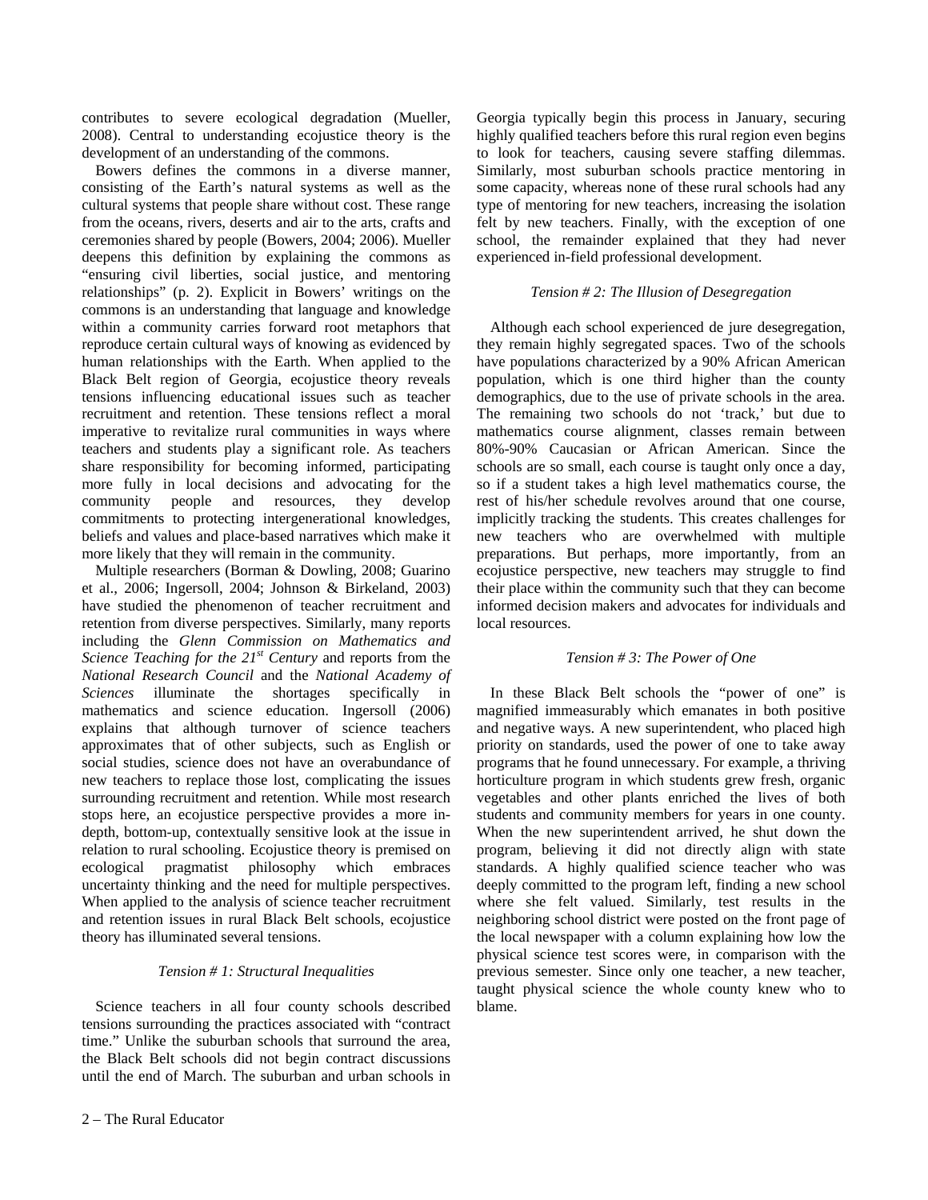contributes to severe ecological degradation (Mueller, 2008). Central to understanding ecojustice theory is the development of an understanding of the commons.

Bowers defines the commons in a diverse manner, consisting of the Earth's natural systems as well as the cultural systems that people share without cost. These range from the oceans, rivers, deserts and air to the arts, crafts and ceremonies shared by people (Bowers, 2004; 2006). Mueller deepens this definition by explaining the commons as "ensuring civil liberties, social justice, and mentoring relationships" (p. 2). Explicit in Bowers' writings on the commons is an understanding that language and knowledge within a community carries forward root metaphors that reproduce certain cultural ways of knowing as evidenced by human relationships with the Earth. When applied to the Black Belt region of Georgia, ecojustice theory reveals tensions influencing educational issues such as teacher recruitment and retention. These tensions reflect a moral imperative to revitalize rural communities in ways where teachers and students play a significant role. As teachers share responsibility for becoming informed, participating more fully in local decisions and advocating for the community people and resources, they develop commitments to protecting intergenerational knowledges, beliefs and values and place-based narratives which make it more likely that they will remain in the community.

Multiple researchers (Borman & Dowling, 2008; Guarino et al., 2006; Ingersoll, 2004; Johnson & Birkeland, 2003) have studied the phenomenon of teacher recruitment and retention from diverse perspectives. Similarly, many reports including the *Glenn Commission on Mathematics and Science Teaching for the 21st Century* and reports from the *National Research Council* and the *National Academy of Sciences* illuminate the shortages specifically in mathematics and science education. Ingersoll (2006) explains that although turnover of science teachers approximates that of other subjects, such as English or social studies, science does not have an overabundance of new teachers to replace those lost, complicating the issues surrounding recruitment and retention. While most research stops here, an ecojustice perspective provides a more in-depth, bottom-up, contextually sensitive look at the issue in relation to rural schooling. Ecojustice theory is premised on ecological pragmatist philosophy which embraces uncertainty thinking and the need for multiple perspectives. When applied to the analysis of science teacher recruitment and retention issues in rural Black Belt schools, ecojustice theory has illuminated several tensions.

### *Tension # 1: Structural Inequalities*

Science teachers in all four county schools described tensions surrounding the practices associated with "contract time." Unlike the suburban schools that surround the area, the Black Belt schools did not begin contract discussions until the end of March. The suburban and urban schools in Georgia typically begin this process in January, securing highly qualified teachers before this rural region even begins to look for teachers, causing severe staffing dilemmas. Similarly, most suburban schools practice mentoring in some capacity, whereas none of these rural schools had any type of mentoring for new teachers, increasing the isolation felt by new teachers. Finally, with the exception of one school, the remainder explained that they had never experienced in-field professional development.

### *Tension # 2: The Illusion of Desegregation*

Although each school experienced de jure desegregation, they remain highly segregated spaces. Two of the schools have populations characterized by a 90% African American population, which is one third higher than the county demographics, due to the use of private schools in the area. The remaining two schools do not 'track,' but due to mathematics course alignment, classes remain between 80%-90% Caucasian or African American. Since the schools are so small, each course is taught only once a day, so if a student takes a high level mathematics course, the rest of his/her schedule revolves around that one course, implicitly tracking the students. This creates challenges for new teachers who are overwhelmed with multiple preparations. But perhaps, more importantly, from an ecojustice perspective, new teachers may struggle to find their place within the community such that they can become informed decision makers and advocates for individuals and local resources.

### *Tension # 3: The Power of One*

In these Black Belt schools the "power of one" is magnified immeasurably which emanates in both positive and negative ways. A new superintendent, who placed high priority on standards, used the power of one to take away programs that he found unnecessary. For example, a thriving horticulture program in which students grew fresh, organic vegetables and other plants enriched the lives of both students and community members for years in one county. When the new superintendent arrived, he shut down the program, believing it did not directly align with state standards. A highly qualified science teacher who was deeply committed to the program left, finding a new school where she felt valued. Similarly, test results in the neighboring school district were posted on the front page of the local newspaper with a column explaining how low the physical science test scores were, in comparison with the previous semester. Since only one teacher, a new teacher, taught physical science the whole county knew who to blame.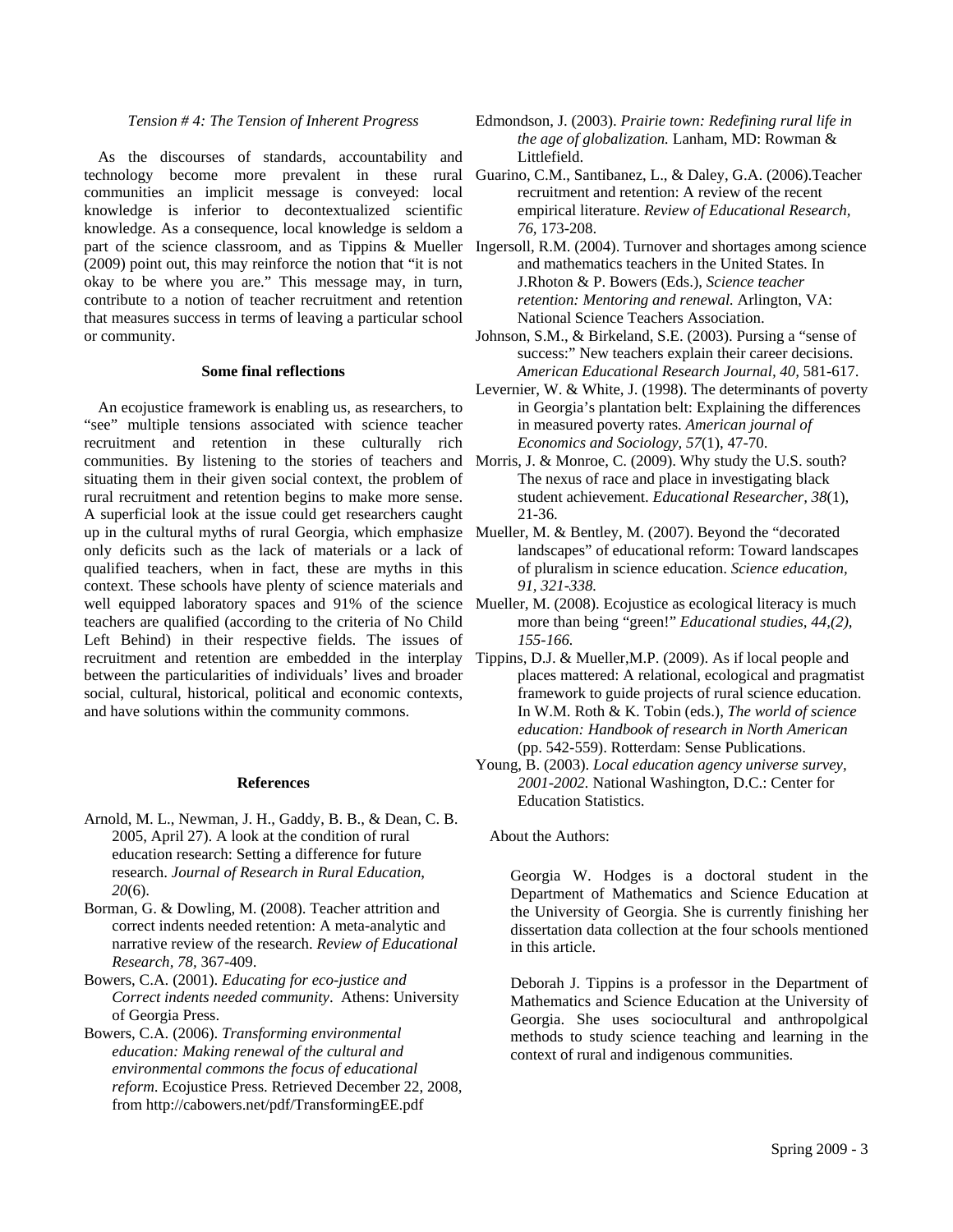*Tension # 4: The Tension of Inherent Progress*

As the discourses of standards, accountability and technology become more prevalent in these rural communities an implicit message is conveyed: local knowledge is inferior to decontextualized scientific knowledge. As a consequence, local knowledge is seldom a part of the science classroom, and as Tippins & Mueller (2009) point out, this may reinforce the notion that "it is not okay to be where you are." This message may, in turn, contribute to a notion of teacher recruitment and retention that measures success in terms of leaving a particular school or community.

## Some final reflections

An ecojustice framework is enabling us, as researchers, to "see" multiple tensions associated with science teacher recruitment and retention in these culturally rich communities. By listening to the stories of teachers and situating them in their given social context, the problem of rural recruitment and retention begins to make more sense. A superficial look at the issue could get researchers caught up in the cultural myths of rural Georgia, which emphasize only deficits such as the lack of materials or a lack of qualified teachers, when in fact, these are myths in this context. These schools have plenty of science materials and well equipped laboratory spaces and 91% of the science teachers are qualified (according to the criteria of No Child Left Behind) in their respective fields. The issues of recruitment and retention are embedded in the interplay between the particularities of individuals' lives and broader social, cultural, historical, political and economic contexts, and have solutions within the community commons.

## References

Arnold, M. L., Newman, J. H., Gaddy, B. B., & Dean, C. B. 2005, April 27). A look at the condition of rural education research: Setting a difference for future research. *Journal of Research in Rural Education*, *20*(6).

Borman, G. & Dowling, M. (2008). Teacher attrition and correct indents needed retention: A meta-analytic and narrative review of the research. *Review of Educational Research*, *78*, 367-409.

Bowers, C.A. (2001). *Educating for eco-justice and Correct indents needed community*. Athens: University of Georgia Press.

Bowers, C.A. (2006). *Transforming environmental education: Making renewal of the cultural and environmental commons the focus of educational reform*. Ecojustice Press. Retrieved December 22, 2008, from http://cabowers.net/pdf/TransformingEE.pdf

Edmondson, J. (2003). *Prairie town: Redefining rural life in the age of globalization.* Lanham, MD: Rowman & Littlefield.

Guarino, C.M., Santibanez, L., & Daley, G.A. (2006).Teacher recruitment and retention: A review of the recent empirical literature. *Review of Educational Research, 76,* 173-208.

Ingersoll, R.M. (2004). Turnover and shortages among science and mathematics teachers in the United States. In J.Rhoton & P. Bowers (Eds.), *Science teacher retention: Mentoring and renewal.* Arlington, VA: National Science Teachers Association.

Johnson, S.M., & Birkeland, S.E. (2003). Pursing a "sense of success:" New teachers explain their career decisions. *American Educational Research Journal, 40,* 581-617.

Levernier, W. & White, J. (1998). The determinants of poverty in Georgia's plantation belt: Explaining the differences in measured poverty rates. *American journal of Economics and Sociology, 57*(1), 47-70.

Morris, J. & Monroe, C. (2009). Why study the U.S. south? The nexus of race and place in investigating black student achievement. *Educational Researcher, 38*(1), 21-36.

Mueller, M. & Bentley, M. (2007). Beyond the "decorated landscapes" of educational reform: Toward landscapes of pluralism in science education. *Science education, 91, 321-338.*

Mueller, M. (2008). Ecojustice as ecological literacy is much more than being "green!" *Educational studies, 44,(2), 155-166.*

Tippins, D.J. & Mueller,M.P. (2009). As if local people and places mattered: A relational, ecological and pragmatist framework to guide projects of rural science education. In W.M. Roth & K. Tobin (eds.), *The world of science education: Handbook of research in North American* (pp. 542-559). Rotterdam: Sense Publications.

Young, B. (2003). *Local education agency universe survey, 2001-2002.* National Washington, D.C.: Center for Education Statistics.

About the Authors:

Georgia W. Hodges is a doctoral student in the Department of Mathematics and Science Education at the University of Georgia. She is currently finishing her dissertation data collection at the four schools mentioned in this article.

Deborah J. Tippins is a professor in the Department of Mathematics and Science Education at the University of Georgia. She uses sociocultural and anthropolgical methods to study science teaching and learning in the context of rural and indigenous communities.